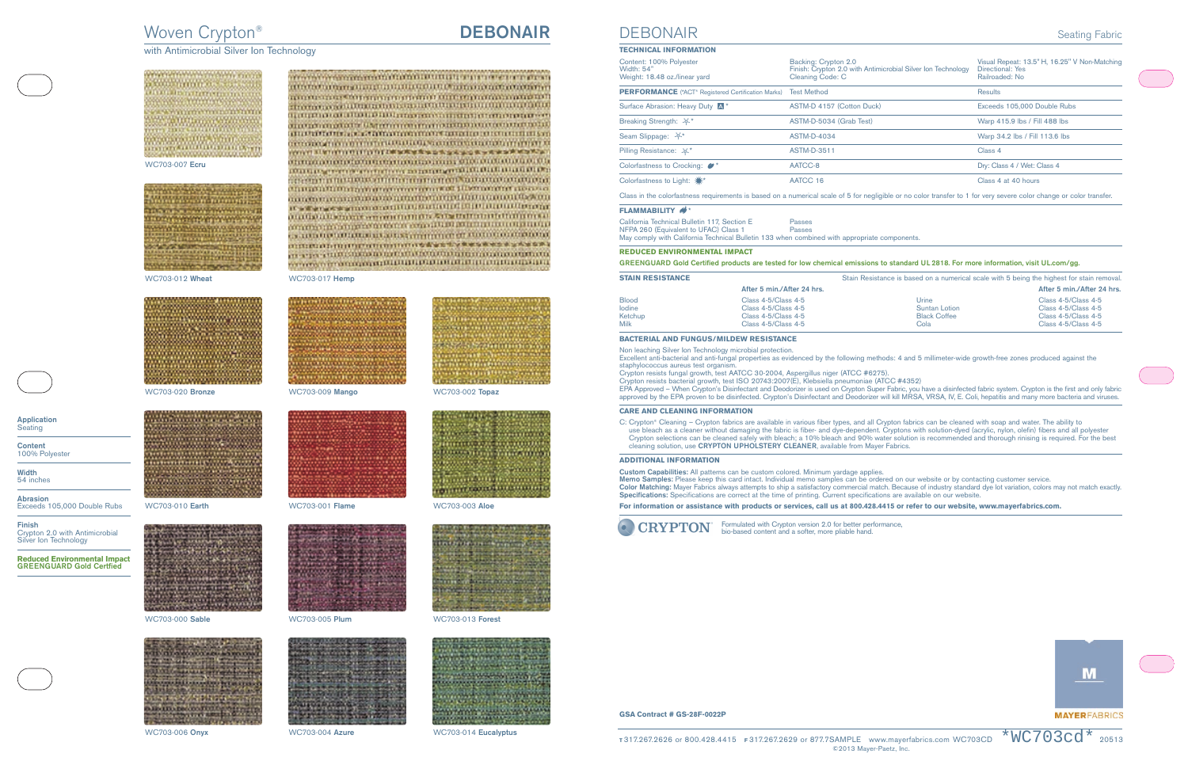# Woven Crypton®

with Antimicrobial Silver Ion Technology

# DEBONAIR

WC703-007 **Ecru**

WC703-012 **Wheat**

WC703-017 **Hemp**

WC703-020 **Bronze**

WC703-009 **Mango**

WC703-002 **Topaz**

WC703-010 **Earth**

WC703-001 **Flame**

WC703-003 **Aloe**

WC703-000 **Sable**

WC703-005 **Plum**

WC703-013 **Forest**

WC703-006 **Onyx**

WC703-004 **Azure**

WC703-014 **Eucalyptus**

**Application**
Seating

**Content**
100% Polyester

**Width**
54 inches

**Abrasion**
Exceeds 105,000 Double Rubs

**Finish**
Crypton 2.0 with Antimicrobial Silver Ion Technology

**Reduced Environmental Impact**
**GREENGUARD Gold Certfied**

# DEBONAIR

Seating Fabric

## TECHNICAL INFORMATION

Content: 100% Polyester
Width: 54"
Weight: 18.48 oz./linear yard

Backing: Crypton 2.0
Finish: Crypton 2.0 with Antimicrobial Silver Ion Technology
Cleaning Code: C

Visual Repeat: 13.5" H, 16.25" V Non-Matching
Directional: Yes
Railroaded: No

| **PERFORMANCE** (*ACT® Registered Certification Marks) | Test Method | Results |
|---|---|---|
| Surface Abrasion: Heavy Duty * | ASTM-D 4157 (Cotton Duck) | Exceeds 105,000 Double Rubs |
| Breaking Strength: * | ASTM-D-5034 (Grab Test) | Warp 415.9 lbs / Fill 488 lbs |
| Seam Slippage: * | ASTM-D-4034 | Warp 34.2 lbs / Fill 113.6 lbs |
| Pilling Resistance: * | ASTM-D-3511 | Class 4 |
| Colorfastness to Crocking: * | AATCC-8 | Dry: Class 4 / Wet: Class 4 |
| Colorfastness to Light: * | AATCC 16 | Class 4 at 40 hours |

Class in the colorfastness requirements is based on a numerical scale of 5 for negligible or no color transfer to 1 for very severe color change or color transfer.

## FLAMMABILITY *

California Technical Bulletin 117, Section E — Passes
NFPA 260 (Equivalent to UFAC) Class 1 — Passes
May comply with California Technical Bulletin 133 when combined with appropriate components.

## REDUCED ENVIRONMENTAL IMPACT

**GREENGUARD Gold Certified products are tested for low chemical emissions to standard UL 2818. For more information, visit UL.com/gg.**

## STAIN RESISTANCE

Stain Resistance is based on a numerical scale with 5 being the highest for stain removal.

| | After 5 min./After 24 hrs. | | After 5 min./After 24 hrs. |
|---|---|---|---|
| Blood | Class 4-5/Class 4-5 | Urine | Class 4-5/Class 4-5 |
| Iodine | Class 4-5/Class 4-5 | Suntan Lotion | Class 4-5/Class 4-5 |
| Ketchup | Class 4-5/Class 4-5 | Black Coffee | Class 4-5/Class 4-5 |
| Milk | Class 4-5/Class 4-5 | Cola | Class 4-5/Class 4-5 |

## BACTERIAL AND FUNGUS/MILDEW RESISTANCE

Non leaching Silver Ion Technology microbial protection.
Excellent anti-bacterial and anti-fungal properties as evidenced by the following methods: 4 and 5 millimeter-wide growth-free zones produced against the staphylococcus aureus test organism.
Crypton resists fungal growth, test AATCC 30-2004, Aspergillus niger (ATCC #6275).
Crypton resists bacterial growth, test ISO 20743:2007(E), Klebsiella pneumoniae (ATCC #4352)
EPA Approved – When Crypton's Disinfectant and Deodorizer is used on Crypton Super Fabric, you have a disinfected fabric system. Crypton is the first and only fabric approved by the EPA proven to be disinfected. Crypton's Disinfectant and Deodorizer will kill MRSA, VRSA, IV, E. Coli, hepatitis and many more bacteria and viruses.

## CARE AND CLEANING INFORMATION

C: Crypton® Cleaning – Crypton fabrics are available in various fiber types, and all Crypton fabrics can be cleaned with soap and water. The ability to use bleach as a cleaner without damaging the fabric is fiber- and dye-dependent. Cryptons with solution-dyed (acrylic, nylon, olefin) fibers and all polyester Crypton selections can be cleaned safely with bleach; a 10% bleach and 90% water solution is recommended and thorough rinising is required. For the best cleaning solution, use **CRYPTON UPHOLSTERY CLEANER**, available from Mayer Fabrics.

## ADDITIONAL INFORMATION

**Custom Capabilities:** All patterns can be custom colored. Minimum yardage applies.
**Memo Samples:** Please keep this card intact. Individual memo samples can be ordered on our website or by contacting customer service.
**Color Matching:** Mayer Fabrics always attempts to ship a satisfactory commercial match. Because of industry standard dye lot variation, colors may not match exactly.
**Specifications:** Specifications are correct at the time of printing. Current specifications are available on our website.

**For information or assistance with products or services, call us at 800.428.4415 or refer to our website, www.mayerfabrics.com.**

CRYPTON® Formulated with Crypton version 2.0 for better performance, bio-based content and a softer, more pliable hand.

**GSA Contract # GS-28F-0022P**

MAYERFABRICS

T 317.267.2626 or 800.428.4415 F 317.267.2629 or 877.7SAMPLE www.mayerfabrics.com WC703CD *WC703cd* 20513
©2013 Mayer-Paetz, Inc.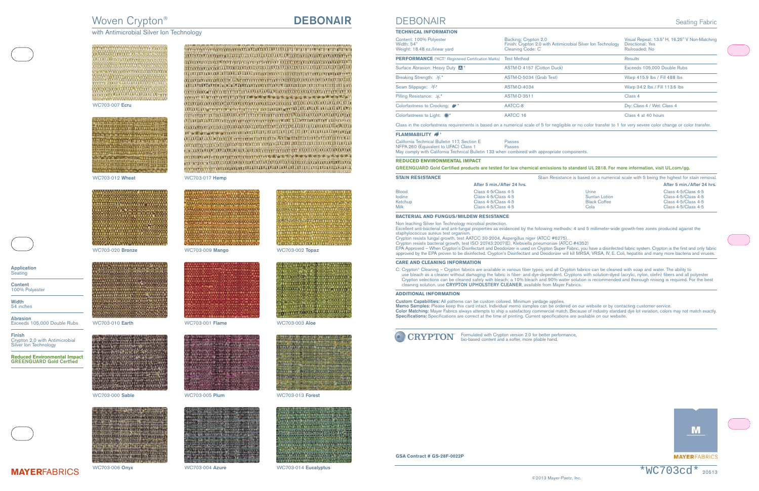# Woven Crypton®

with Antimicrobial Silver Ion Technology

# DEBONAIR

WC703-007 **Ecru**

WC703-012 **Wheat**

WC703-017 **Hemp**

WC703-020 **Bronze**

WC703-009 **Mango**

WC703-002 **Topaz**

WC703-010 **Earth**

WC703-001 **Flame**

WC703-003 **Aloe**

WC703-000 **Sable**

WC703-005 **Plum**

WC703-013 **Forest**

WC703-006 **Onyx**

WC703-004 **Azure**

WC703-014 **Eucalyptus**

**Application**
Seating

**Content**
100% Polyester

**Width**
54 inches

**Abrasion**
Exceeds 105,000 Double Rubs

**Finish**
Crypton 2.0 with Antimicrobial Silver Ion Technology

**Reduced Environmental Impact**
**GREENGUARD Gold Certfied**

**MAYER**FABRICS

# DEBONAIR

Seating Fabric

## TECHNICAL INFORMATION

Content: 100% Polyester
Width: 54"
Weight: 18.48 oz./linear yard

Backing: Crypton 2.0
Finish: Crypton 2.0 with Antimicrobial Silver Ion Technology
Cleaning Code: C

Visual Repeat: 13.5" H, 16.25" V Non-Matching
Directional: Yes
Railroaded: No

| **PERFORMANCE** (*ACT® Registered Certification Marks) | Test Method | Results |
|---|---|---|
| Surface Abrasion: Heavy Duty * | ASTM-D 4157 (Cotton Duck) | Exceeds 105,000 Double Rubs |
| Breaking Strength: * | ASTM-D-5034 (Grab Test) | Warp 415.9 lbs / Fill 488 lbs |
| Seam Slippage: * | ASTM-D-4034 | Warp 34.2 lbs / Fill 113.6 lbs |
| Pilling Resistance: * | ASTM-D-3511 | Class 4 |
| Colorfastness to Crocking: * | AATCC-8 | Dry: Class 4 / Wet: Class 4 |
| Colorfastness to Light: * | AATCC 16 | Class 4 at 40 hours |

Class in the colorfastness requirements is based on a numerical scale of 5 for negligible or no color transfer to 1 for very severe color change or color transfer.

## FLAMMABILITY *

California Technical Bulletin 117, Section E — Passes
NFPA 260 (Equivalent to UFAC) Class 1 — Passes
May comply with California Technical Bulletin 133 when combined with appropriate components.

## REDUCED ENVIRONMENTAL IMPACT

**GREENGUARD Gold Certified products are tested for low chemical emissions to standard UL 2818. For more information, visit UL.com/gg.**

## STAIN RESISTANCE

Stain Resistance is based on a numerical scale with 5 being the highest for stain removal.

| | After 5 min./After 24 hrs. | | After 5 min./After 24 hrs. |
|---|---|---|---|
| Blood | Class 4-5/Class 4-5 | Urine | Class 4-5/Class 4-5 |
| Iodine | Class 4-5/Class 4-5 | Suntan Lotion | Class 4-5/Class 4-5 |
| Ketchup | Class 4-5/Class 4-5 | Black Coffee | Class 4-5/Class 4-5 |
| Milk | Class 4-5/Class 4-5 | Cola | Class 4-5/Class 4-5 |

## BACTERIAL AND FUNGUS/MILDEW RESISTANCE

Non leaching Silver Ion Technology microbial protection.
Excellent anti-bacterial and anti-fungal properties as evidenced by the following methods: 4 and 5 millimeter-wide growth-free zones produced against the staphylococcus aureus test organism.
Crypton resists fungal growth, test AATCC 30-2004, Aspergillus niger (ATCC #6275).
Crypton resists bacterial growth, test ISO 20743:2007(E), Klebsiella pneumoniae (ATCC #4352)
EPA Approved – When Crypton's Disinfectant and Deodorizer is used on Crypton Super Fabric, you have a disinfected fabric system. Crypton is the first and only fabric approved by the EPA proven to be disinfected. Crypton's Disinfectant and Deodorizer will kill MRSA, VRSA, IV, E. Coli, hepatitis and many more bacteria and viruses.

## CARE AND CLEANING INFORMATION

C: Crypton® Cleaning – Crypton fabrics are available in various fiber types, and all Crypton fabrics can be cleaned with soap and water. The ability to use bleach as a cleaner without damaging the fabric is fiber- and dye-dependent. Cryptons with solution-dyed (acrylic, nylon, olefin) fibers and all polyester Crypton selections can be cleaned safely with bleach; a 10% bleach and 90% water solution is recommended and thorough rinising is required. For the best cleaning solution, use **CRYPTON UPHOLSTERY CLEANER**, available from Mayer Fabrics.

## ADDITIONAL INFORMATION

**Custom Capabilities:** All patterns can be custom colored. Minimum yardage applies.
**Memo Samples:** Please keep this card intact. Individual memo samples can be ordered on our website or by contacting customer service.
**Color Matching:** Mayer Fabrics always attempts to ship a satisfactory commercial match. Because of industry standard dye lot variation, colors may not match exactly.
**Specifications:** Specifications are correct at the time of printing. Current specifications are available on our website.

CRYPTON® Formulated with Crypton version 2.0 for better performance, bio-based content and a softer, more pliable hand.

**GSA Contract # GS-28F-0022P**

MAYERFABRICS

*WC703cd* 20513

©2013 Mayer-Paetz, Inc.